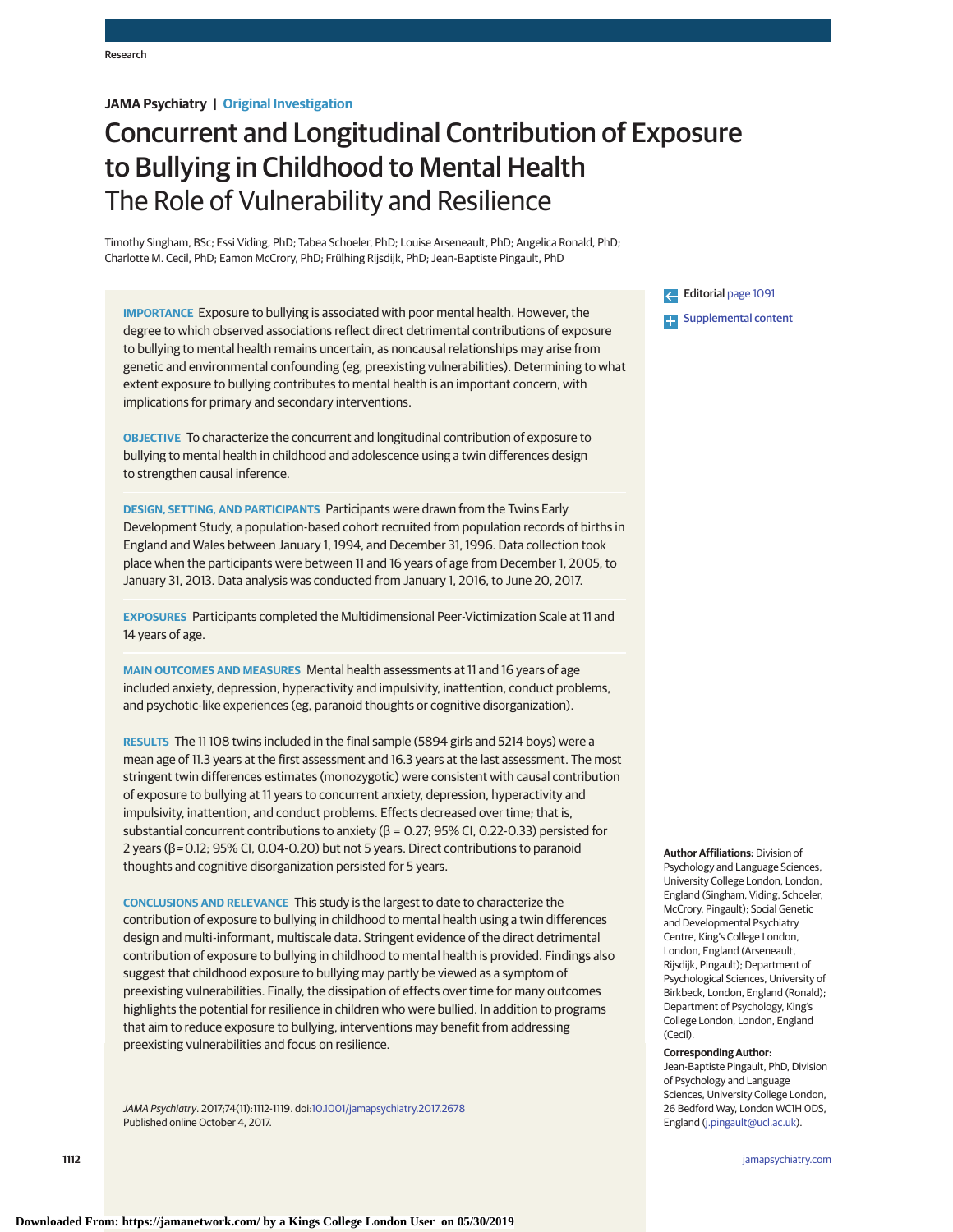JAMA Psychiatry | Original Investigation

# Concurrent and Longitudinal Contribution of Exposure to Bullying in Childhood to Mental Health

## The Role of Vulnerability and Resilience

Timothy Singham, BSc; Essi Viding, PhD; Tabea Schoeler, PhD; Louise Arseneault, PhD; Angelica Ronald, PhD; Charlotte M. Cecil, PhD; Eamon McCrory, PhD; Frülhing Rijsdijk, PhD; Jean-Baptiste Pingault, PhD

**IMPORTANCE** Exposure to bullying is associated with poor mental health. However, the degree to which observed associations reflect direct detrimental contributions of exposure to bullying to mental health remains uncertain, as noncausal relationships may arise from genetic and environmental confounding (eg, preexisting vulnerabilities). Determining to what extent exposure to bullying contributes to mental health is an important concern, with implications for primary and secondary interventions.

**OBJECTIVE** To characterize the concurrent and longitudinal contribution of exposure to bullying to mental health in childhood and adolescence using a twin differences design to strengthen causal inference.

**DESIGN, SETTING, AND PARTICIPANTS** Participants were drawn from the Twins Early Development Study, a population-based cohort recruited from population records of births in England and Wales between January 1, 1994, and December 31, 1996. Data collection took place when the participants were between 11 and 16 years of age from December 1, 2005, to January 31, 2013. Data analysis was conducted from January 1, 2016, to June 20, 2017.

**EXPOSURES** Participants completed the Multidimensional Peer-Victimization Scale at 11 and 14 years of age.

**MAIN OUTCOMES AND MEASURES** Mental health assessments at 11 and 16 years of age included anxiety, depression, hyperactivity and impulsivity, inattention, conduct problems, and psychotic-like experiences (eg, paranoid thoughts or cognitive disorganization).

**RESULTS** The 11 108 twins included in the final sample (5894 girls and 5214 boys) were a mean age of 11.3 years at the first assessment and 16.3 years at the last assessment. The most stringent twin differences estimates (monozygotic) were consistent with causal contribution of exposure to bullying at 11 years to concurrent anxiety, depression, hyperactivity and impulsivity, inattention, and conduct problems. Effects decreased over time; that is, substantial concurrent contributions to anxiety (β = 0.27; 95% CI, 0.22-0.33) persisted for 2 years (β = 0.12; 95% CI, 0.04-0.20) but not 5 years. Direct contributions to paranoid thoughts and cognitive disorganization persisted for 5 years.

**CONCLUSIONS AND RELEVANCE** This study is the largest to date to characterize the contribution of exposure to bullying in childhood to mental health using a twin differences design and multi-informant, multiscale data. Stringent evidence of the direct detrimental contribution of exposure to bullying in childhood to mental health is provided. Findings also suggest that childhood exposure to bullying may partly be viewed as a symptom of preexisting vulnerabilities. Finally, the dissipation of effects over time for many outcomes highlights the potential for resilience in children who were bullied. In addition to programs that aim to reduce exposure to bullying, interventions may benefit from addressing preexisting vulnerabilities and focus on resilience.

*JAMA Psychiatry*. 2017;74(11):1112-1119. doi:10.1001/jamapsychiatry.2017.2678
Published online October 4, 2017.

Editorial page 1091

Supplemental content

**Author Affiliations:** Division of Psychology and Language Sciences, University College London, London, England (Singham, Viding, Schoeler, McCrory, Pingault); Social Genetic and Developmental Psychiatry Centre, King's College London, London, England (Arseneault, Rijsdijk, Pingault); Department of Psychological Sciences, University of Birkbeck, London, England (Ronald); Department of Psychology, King's College London, London, England (Cecil).

**Corresponding Author:** Jean-Baptiste Pingault, PhD, Division of Psychology and Language Sciences, University College London, 26 Bedford Way, London WC1H 0DS, England (j.pingault@ucl.ac.uk).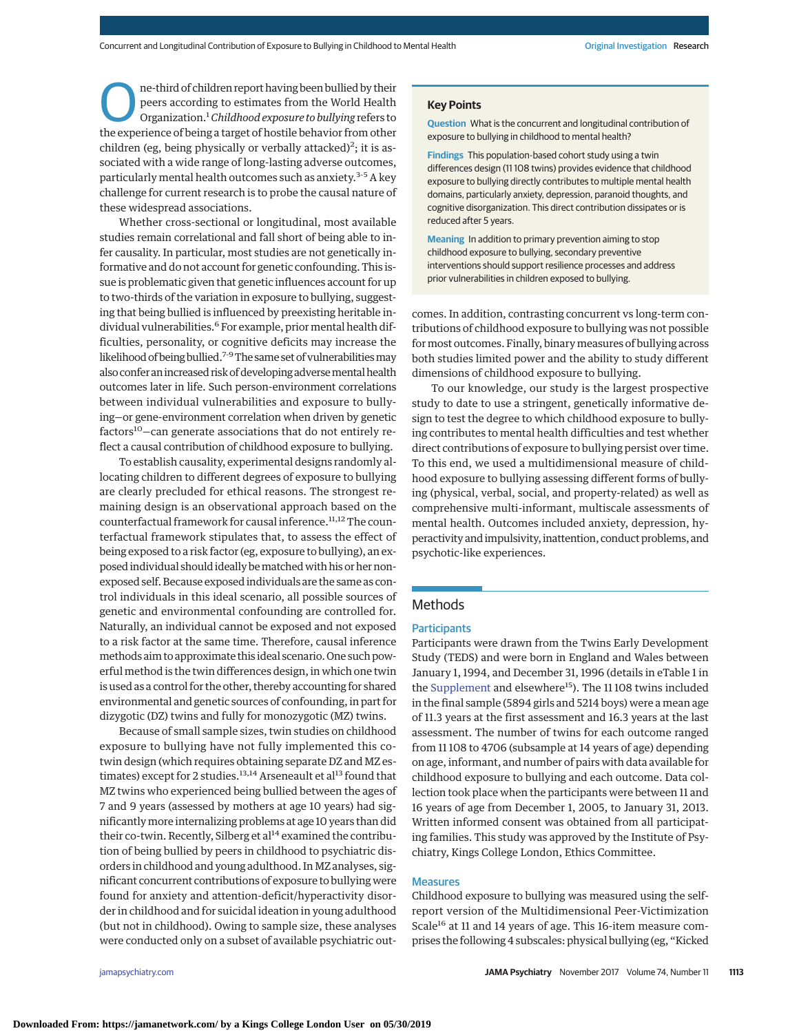One-third of children report having been bullied by their peers according to estimates from the World Health Organization.[1] *Childhood exposure to bullying* refers to the experience of being a target of hostile behavior from other children (eg, being physically or verbally attacked)[2]; it is associated with a wide range of long-lasting adverse outcomes, particularly mental health outcomes such as anxiety.[3-5] A key challenge for current research is to probe the causal nature of these widespread associations.

Whether cross-sectional or longitudinal, most available studies remain correlational and fall short of being able to infer causality. In particular, most studies are not genetically informative and do not account for genetic confounding. This issue is problematic given that genetic influences account for up to two-thirds of the variation in exposure to bullying, suggesting that being bullied is influenced by preexisting heritable individual vulnerabilities.[6] For example, prior mental health difficulties, personality, or cognitive deficits may increase the likelihood of being bullied.[7-9] The same set of vulnerabilities may also confer an increased risk of developing adverse mental health outcomes later in life. Such person-environment correlations between individual vulnerabilities and exposure to bullying—or gene-environment correlation when driven by genetic factors[10]—can generate associations that do not entirely reflect a causal contribution of childhood exposure to bullying.

To establish causality, experimental designs randomly allocating children to different degrees of exposure to bullying are clearly precluded for ethical reasons. The strongest remaining design is an observational approach based on the counterfactual framework for causal inference.[11,12] The counterfactual framework stipulates that, to assess the effect of being exposed to a risk factor (eg, exposure to bullying), an exposed individual should ideally be matched with his or her nonexposed self. Because exposed individuals are the same as control individuals in this ideal scenario, all possible sources of genetic and environmental confounding are controlled for. Naturally, an individual cannot be exposed and not exposed to a risk factor at the same time. Therefore, causal inference methods aim to approximate this ideal scenario. One such powerful method is the twin differences design, in which one twin is used as a control for the other, thereby accounting for shared environmental and genetic sources of confounding, in part for dizygotic (DZ) twins and fully for monozygotic (MZ) twins.

Because of small sample sizes, twin studies on childhood exposure to bullying have not fully implemented this co-twin design (which requires obtaining separate DZ and MZ estimates) except for 2 studies.[13,14] Arseneault et al[13] found that MZ twins who experienced being bullied between the ages of 7 and 9 years (assessed by mothers at age 10 years) had significantly more internalizing problems at age 10 years than did their co-twin. Recently, Silberg et al[14] examined the contribution of being bullied by peers in childhood to psychiatric disorders in childhood and young adulthood. In MZ analyses, significant concurrent contributions of exposure to bullying were found for anxiety and attention-deficit/hyperactivity disorder in childhood and for suicidal ideation in young adulthood (but not in childhood). Owing to sample size, these analyses were conducted only on a subset of available psychiatric outcomes. In addition, contrasting concurrent vs long-term contributions of childhood exposure to bullying was not possible for most outcomes. Finally, binary measures of bullying across both studies limited power and the ability to study different dimensions of childhood exposure to bullying.

To our knowledge, our study is the largest prospective study to date to use a stringent, genetically informative design to test the degree to which childhood exposure to bullying contributes to mental health difficulties and test whether direct contributions of exposure to bullying persist over time. To this end, we used a multidimensional measure of childhood exposure to bullying assessing different forms of bullying (physical, verbal, social, and property-related) as well as comprehensive multi-informant, multiscale assessments of mental health. Outcomes included anxiety, depression, hyperactivity and impulsivity, inattention, conduct problems, and psychotic-like experiences.

> **Key Points**
>
> **Question** What is the concurrent and longitudinal contribution of exposure to bullying in childhood to mental health?
>
> **Findings** This population-based cohort study using a twin differences design (11 108 twins) provides evidence that childhood exposure to bullying directly contributes to multiple mental health domains, particularly anxiety, depression, paranoid thoughts, and cognitive disorganization. This direct contribution dissipates or is reduced after 5 years.
>
> **Meaning** In addition to primary prevention aiming to stop childhood exposure to bullying, secondary preventive interventions should support resilience processes and address prior vulnerabilities in children exposed to bullying.

## Methods

### Participants

Participants were drawn from the Twins Early Development Study (TEDS) and were born in England and Wales between January 1, 1994, and December 31, 1996 (details in eTable 1 in the Supplement and elsewhere[15]). The 11 108 twins included in the final sample (5894 girls and 5214 boys) were a mean age of 11.3 years at the first assessment and 16.3 years at the last assessment. The number of twins for each outcome ranged from 11 108 to 4706 (subsample at 14 years of age) depending on age, informant, and number of pairs with data available for childhood exposure to bullying and each outcome. Data collection took place when the participants were between 11 and 16 years of age from December 1, 2005, to January 31, 2013. Written informed consent was obtained from all participating families. This study was approved by the Institute of Psychiatry, Kings College London, Ethics Committee.

### Measures

Childhood exposure to bullying was measured using the self-report version of the Multidimensional Peer-Victimization Scale[16] at 11 and 14 years of age. This 16-item measure comprises the following 4 subscales: physical bullying (eg, "Kicked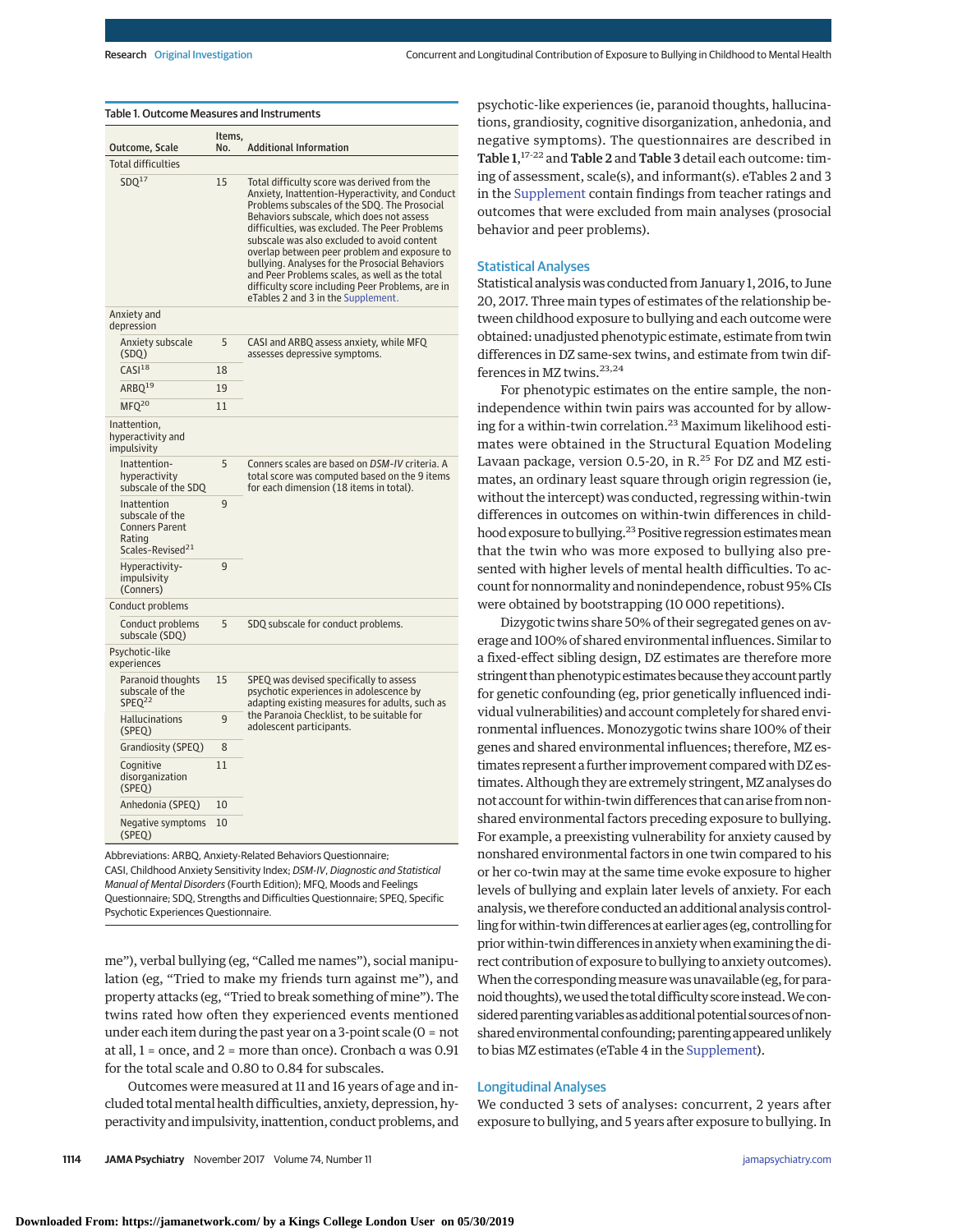Table 1. Outcome Measures and Instruments

| Outcome, Scale | Items, No. | Additional Information |
|---|---|---|
| Total difficulties | | |
| SDQ[17] | 15 | Total difficulty score was derived from the Anxiety, Inattention-Hyperactivity, and Conduct Problems subscales of the SDQ. The Prosocial Behaviors subscale, which does not assess difficulties, was excluded. The Peer Problems subscale was also excluded to avoid content overlap between peer problem and exposure to bullying. Analyses for the Prosocial Behaviors and Peer Problems scales, as well as the total difficulty score including Peer Problems, are in eTables 2 and 3 in the Supplement. |
| Anxiety and depression | | |
| Anxiety subscale (SDQ) | 5 | CASI and ARBQ assess anxiety, while MFQ assesses depressive symptoms. |
| CASI[18] | 18 | |
| ARBQ[19] | 19 | |
| MFQ[20] | 11 | |
| Inattention, hyperactivity and impulsivity | | |
| Inattention-hyperactivity subscale of the SDQ | 5 | Conners scales are based on *DSM-IV* criteria. A total score was computed based on the 9 items for each dimension (18 items in total). |
| Inattention subscale of the Conners Parent Rating Scales-Revised[21] | 9 | |
| Hyperactivity-impulsivity (Conners) | 9 | |
| Conduct problems | | |
| Conduct problems subscale (SDQ) | 5 | SDQ subscale for conduct problems. |
| Psychotic-like experiences | | |
| Paranoid thoughts subscale of the SPEQ[22] | 15 | SPEQ was devised specifically to assess psychotic experiences in adolescence by adapting existing measures for adults, such as the Paranoia Checklist, to be suitable for adolescent participants. |
| Hallucinations (SPEQ) | 9 | |
| Grandiosity (SPEQ) | 8 | |
| Cognitive disorganization (SPEQ) | 11 | |
| Anhedonia (SPEQ) | 10 | |
| Negative symptoms (SPEQ) | 10 | |

Abbreviations: ARBQ, Anxiety-Related Behaviors Questionnaire; CASI, Childhood Anxiety Sensitivity Index; *DSM-IV*, *Diagnostic and Statistical Manual of Mental Disorders* (Fourth Edition); MFQ, Moods and Feelings Questionnaire; SDQ, Strengths and Difficulties Questionnaire; SPEQ, Specific Psychotic Experiences Questionnaire.

me"), verbal bullying (eg, "Called me names"), social manipulation (eg, "Tried to make my friends turn against me"), and property attacks (eg, "Tried to break something of mine"). The twins rated how often they experienced events mentioned under each item during the past year on a 3-point scale (0 = not at all, 1 = once, and 2 = more than once). Cronbach α was 0.91 for the total scale and 0.80 to 0.84 for subscales.

Outcomes were measured at 11 and 16 years of age and included total mental health difficulties, anxiety, depression, hyperactivity and impulsivity, inattention, conduct problems, and psychotic-like experiences (ie, paranoid thoughts, hallucinations, grandiosity, cognitive disorganization, anhedonia, and negative symptoms). The questionnaires are described in **Table 1**,[17-22] and **Table 2** and **Table 3** detail each outcome: timing of assessment, scale(s), and informant(s). eTables 2 and 3 in the Supplement contain findings from teacher ratings and outcomes that were excluded from main analyses (prosocial behavior and peer problems).

## Statistical Analyses

Statistical analysis was conducted from January 1, 2016, to June 20, 2017. Three main types of estimates of the relationship between childhood exposure to bullying and each outcome were obtained: unadjusted phenotypic estimate, estimate from twin differences in DZ same-sex twins, and estimate from twin differences in MZ twins.[23,24]

For phenotypic estimates on the entire sample, the nonindependence within twin pairs was accounted for by allowing for a within-twin correlation.[23] Maximum likelihood estimates were obtained in the Structural Equation Modeling Lavaan package, version 0.5-20, in R.[25] For DZ and MZ estimates, an ordinary least square through origin regression (ie, without the intercept) was conducted, regressing within-twin differences in outcomes on within-twin differences in childhood exposure to bullying.[23] Positive regression estimates mean that the twin who was more exposed to bullying also presented with higher levels of mental health difficulties. To account for nonnormality and nonindependence, robust 95% CIs were obtained by bootstrapping (10 000 repetitions).

Dizygotic twins share 50% of their segregated genes on average and 100% of shared environmental influences. Similar to a fixed-effect sibling design, DZ estimates are therefore more stringent than phenotypic estimates because they account partly for genetic confounding (eg, prior genetically influenced individual vulnerabilities) and account completely for shared environmental influences. Monozygotic twins share 100% of their genes and shared environmental influences; therefore, MZ estimates represent a further improvement compared with DZ estimates. Although they are extremely stringent, MZ analyses do not account for within-twin differences that can arise from nonshared environmental factors preceding exposure to bullying. For example, a preexisting vulnerability for anxiety caused by nonshared environmental factors in one twin compared to his or her co-twin may at the same time evoke exposure to higher levels of bullying and explain later levels of anxiety. For each analysis, we therefore conducted an additional analysis controlling for within-twin differences at earlier ages (eg, controlling for prior within-twin differences in anxiety when examining the direct contribution of exposure to bullying to anxiety outcomes). When the corresponding measure was unavailable (eg, for paranoid thoughts), we used the total difficulty score instead. We considered parenting variables as additional potential sources of nonshared environmental confounding; parenting appeared unlikely to bias MZ estimates (eTable 4 in the Supplement).

## Longitudinal Analyses

We conducted 3 sets of analyses: concurrent, 2 years after exposure to bullying, and 5 years after exposure to bullying. In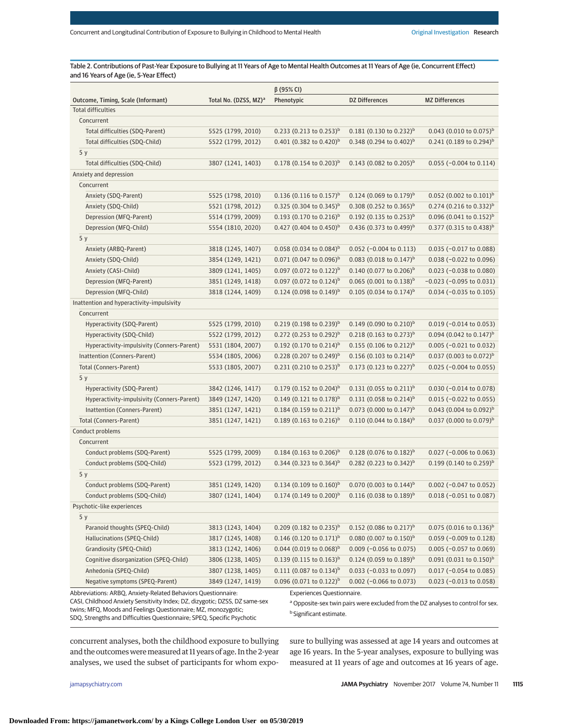Table 2. Contributions of Past-Year Exposure to Bullying at 11 Years of Age to Mental Health Outcomes at 11 Years of Age (ie, Concurrent Effect) and 16 Years of Age (ie, 5-Year Effect)

| Outcome, Timing, Scale (Informant) | Total No. (DZSS, MZ)[a] | β (95% CI) Phenotypic | DZ Differences | MZ Differences |
|---|---|---|---|---|
| Total difficulties | | | | |
| Concurrent | | | | |
| Total difficulties (SDQ-Parent) | 5525 (1799, 2010) | 0.233 (0.213 to 0.253)[b] | 0.181 (0.130 to 0.232)[b] | 0.043 (0.010 to 0.075)[b] |
| Total difficulties (SDQ-Child) | 5522 (1799, 2012) | 0.401 (0.382 to 0.420)[b] | 0.348 (0.294 to 0.402)[b] | 0.241 (0.189 to 0.294)[b] |
| 5 y | | | | |
| Total difficulties (SDQ-Child) | 3807 (1241, 1403) | 0.178 (0.154 to 0.203)[b] | 0.143 (0.082 to 0.205)[b] | 0.055 (−0.004 to 0.114) |
| Anxiety and depression | | | | |
| Concurrent | | | | |
| Anxiety (SDQ-Parent) | 5525 (1798, 2010) | 0.136 (0.116 to 0.157)[b] | 0.124 (0.069 to 0.179)[b] | 0.052 (0.002 to 0.101)[b] |
| Anxiety (SDQ-Child) | 5521 (1798, 2012) | 0.325 (0.304 to 0.345)[b] | 0.308 (0.252 to 0.365)[b] | 0.274 (0.216 to 0.332)[b] |
| Depression (MFQ-Parent) | 5514 (1799, 2009) | 0.193 (0.170 to 0.216)[b] | 0.192 (0.135 to 0.253)[b] | 0.096 (0.041 to 0.152)[b] |
| Depression (MFQ-Child) | 5554 (1810, 2020) | 0.427 (0.404 to 0.450)[b] | 0.436 (0.373 to 0.499)[b] | 0.377 (0.315 to 0.438)[b] |
| 5 y | | | | |
| Anxiety (ARBQ-Parent) | 3818 (1245, 1407) | 0.058 (0.034 to 0.084)[b] | 0.052 (−0.004 to 0.113) | 0.035 (−0.017 to 0.088) |
| Anxiety (SDQ-Child) | 3854 (1249, 1421) | 0.071 (0.047 to 0.096)[b] | 0.083 (0.018 to 0.147)[b] | 0.038 (−0.022 to 0.096) |
| Anxiety (CASI-Child) | 3809 (1241, 1405) | 0.097 (0.072 to 0.122)[b] | 0.140 (0.077 to 0.206)[b] | 0.023 (−0.038 to 0.080) |
| Depression (MFQ-Parent) | 3851 (1249, 1418) | 0.097 (0.072 to 0.124)[b] | 0.065 (0.001 to 0.138)[b] | −0.023 (−0.095 to 0.031) |
| Depression (MFQ-Child) | 3818 (1244, 1409) | 0.124 (0.098 to 0.149)[b] | 0.105 (0.034 to 0.174)[b] | 0.034 (−0.035 to 0.105) |
| Inattention and hyperactivity-impulsivity | | | | |
| Concurrent | | | | |
| Hyperactivity (SDQ-Parent) | 5525 (1799, 2010) | 0.219 (0.198 to 0.239)[b] | 0.149 (0.090 to 0.210)[b] | 0.019 (−0.014 to 0.053) |
| Hyperactivity (SDQ-Child) | 5522 (1799, 2012) | 0.272 (0.253 to 0.292)[b] | 0.218 (0.163 to 0.273)[b] | 0.094 (0.042 to 0.147)[b] |
| Hyperactivity-impulsivity (Conners-Parent) | 5531 (1804, 2007) | 0.192 (0.170 to 0.214)[b] | 0.155 (0.106 to 0.212)[b] | 0.005 (−0.021 to 0.032) |
| Inattention (Conners-Parent) | 5534 (1805, 2006) | 0.228 (0.207 to 0.249)[b] | 0.156 (0.103 to 0.214)[b] | 0.037 (0.003 to 0.072)[b] |
| Total (Conners-Parent) | 5533 (1805, 2007) | 0.231 (0.210 to 0.253)[b] | 0.173 (0.123 to 0.227)[b] | 0.025 (−0.004 to 0.055) |
| 5 y | | | | |
| Hyperactivity (SDQ-Parent) | 3842 (1246, 1417) | 0.179 (0.152 to 0.204)[b] | 0.131 (0.055 to 0.211)[b] | 0.030 (−0.014 to 0.078) |
| Hyperactivity-impulsivity (Conners-Parent) | 3849 (1247, 1420) | 0.149 (0.121 to 0.178)[b] | 0.131 (0.058 to 0.214)[b] | 0.015 (−0.022 to 0.055) |
| Inattention (Conners-Parent) | 3851 (1247, 1421) | 0.184 (0.159 to 0.211)[b] | 0.073 (0.000 to 0.147)[b] | 0.043 (0.004 to 0.092)[b] |
| Total (Conners-Parent) | 3851 (1247, 1421) | 0.189 (0.163 to 0.216)[b] | 0.110 (0.044 to 0.184)[b] | 0.037 (0.000 to 0.079)[b] |
| Conduct problems | | | | |
| Concurrent | | | | |
| Conduct problems (SDQ-Parent) | 5525 (1799, 2009) | 0.184 (0.163 to 0.206)[b] | 0.128 (0.076 to 0.182)[b] | 0.027 (−0.006 to 0.063) |
| Conduct problems (SDQ-Child) | 5523 (1799, 2012) | 0.344 (0.323 to 0.364)[b] | 0.282 (0.223 to 0.342)[b] | 0.199 (0.140 to 0.259)[b] |
| 5 y | | | | |
| Conduct problems (SDQ-Parent) | 3851 (1249, 1420) | 0.134 (0.109 to 0.160)[b] | 0.070 (0.003 to 0.144)[b] | 0.002 (−0.047 to 0.052) |
| Conduct problems (SDQ-Child) | 3807 (1241, 1404) | 0.174 (0.149 to 0.200)[b] | 0.116 (0.038 to 0.189)[b] | 0.018 (−0.051 to 0.087) |
| Psychotic-like experiences | | | | |
| 5 y | | | | |
| Paranoid thoughts (SPEQ-Child) | 3813 (1243, 1404) | 0.209 (0.182 to 0.235)[b] | 0.152 (0.086 to 0.217)[b] | 0.075 (0.016 to 0.136)[b] |
| Hallucinations (SPEQ-Child) | 3817 (1245, 1408) | 0.146 (0.120 to 0.171)[b] | 0.080 (0.007 to 0.150)[b] | 0.059 (−0.009 to 0.128) |
| Grandiosity (SPEQ-Child) | 3813 (1242, 1406) | 0.044 (0.019 to 0.068)[b] | 0.009 (−0.056 to 0.075) | 0.005 (−0.057 to 0.069) |
| Cognitive disorganization (SPEQ-Child) | 3806 (1238, 1405) | 0.139 (0.115 to 0.163)[b] | 0.124 (0.059 to 0.189)[b] | 0.091 (0.031 to 0.150)[b] |
| Anhedonia (SPEQ-Child) | 3807 (1238, 1405) | 0.111 (0.087 to 0.134)[b] | 0.033 (−0.033 to 0.097) | 0.017 (−0.054 to 0.085) |
| Negative symptoms (SPEQ-Parent) | 3849 (1247, 1419) | 0.096 (0.071 to 0.122)[b] | 0.002 (−0.066 to 0.073) | 0.023 (−0.013 to 0.058) |

Abbreviations: ARBQ, Anxiety-Related Behaviors Questionnaire; CASI, Childhood Anxiety Sensitivity Index; DZ, dizygotic; DZSS, DZ same-sex twins; MFQ, Moods and Feelings Questionnaire; MZ, monozygotic; SDQ, Strengths and Difficulties Questionnaire; SPEQ, Specific Psychotic Experiences Questionnaire.

[a] Opposite-sex twin pairs were excluded from the DZ analyses to control for sex.

[b] Significant estimate.

concurrent analyses, both the childhood exposure to bullying and the outcomes were measured at 11 years of age. In the 2-year analyses, we used the subset of participants for whom exposure to bullying was assessed at age 14 years and outcomes at age 16 years. In the 5-year analyses, exposure to bullying was measured at 11 years of age and outcomes at 16 years of age.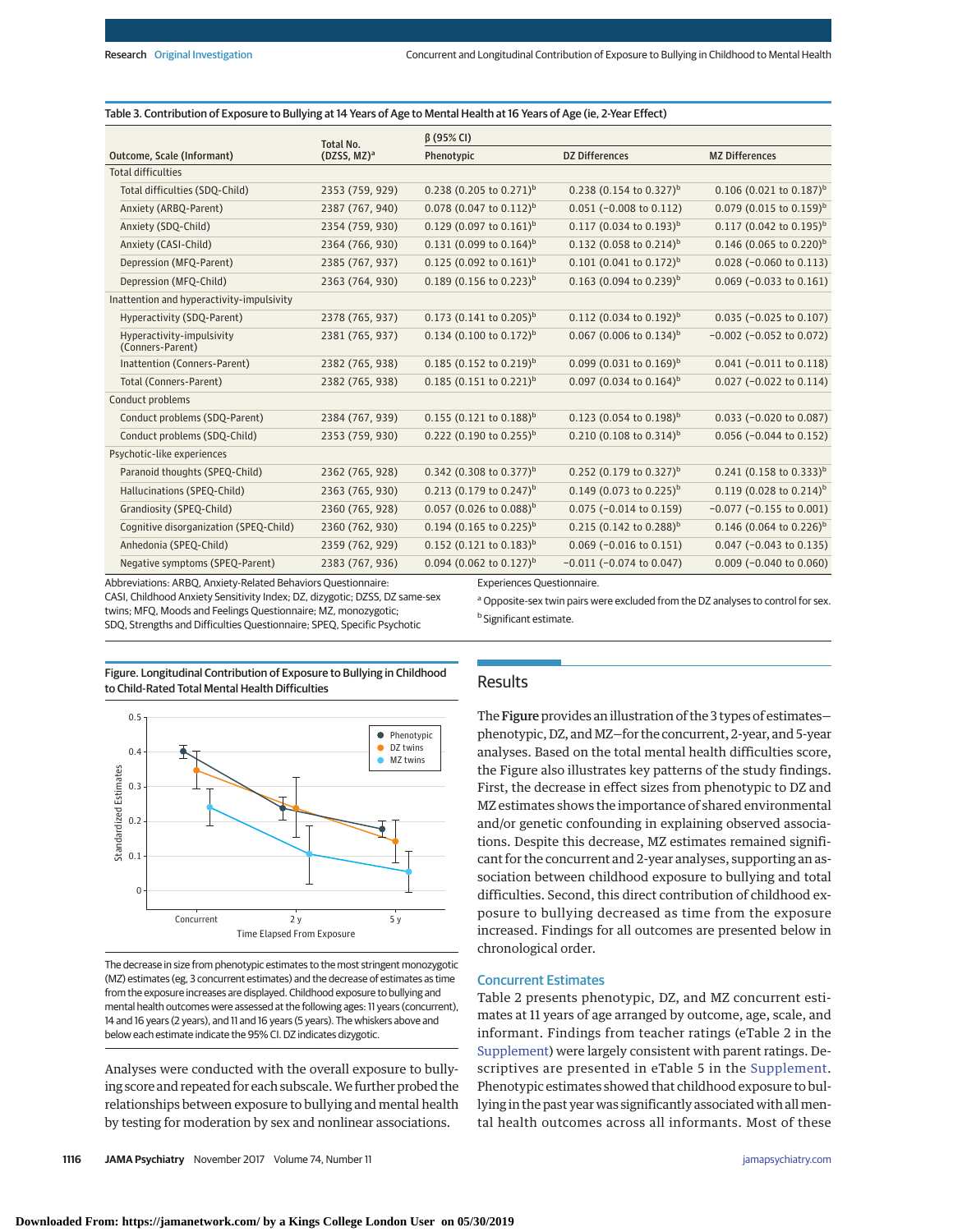Table 3. Contribution of Exposure to Bullying at 14 Years of Age to Mental Health at 16 Years of Age (ie, 2-Year Effect)

| Outcome, Scale (Informant) | Total No. (DZSS, MZ)[a] | β (95% CI) | | |
|---|---|---|---|---|
| | | Phenotypic | DZ Differences | MZ Differences |
| Total difficulties | | | | |
| Total difficulties (SDQ-Child) | 2353 (759, 929) | 0.238 (0.205 to 0.271)[b] | 0.238 (0.154 to 0.327)[b] | 0.106 (0.021 to 0.187)[b] |
| Anxiety (ARBQ-Parent) | 2387 (767, 940) | 0.078 (0.047 to 0.112)[b] | 0.051 (−0.008 to 0.112) | 0.079 (0.015 to 0.159)[b] |
| Anxiety (SDQ-Child) | 2354 (759, 930) | 0.129 (0.097 to 0.161)[b] | 0.117 (0.034 to 0.193)[b] | 0.117 (0.042 to 0.195)[b] |
| Anxiety (CASI-Child) | 2364 (766, 930) | 0.131 (0.099 to 0.164)[b] | 0.132 (0.058 to 0.214)[b] | 0.146 (0.065 to 0.220)[b] |
| Depression (MFQ-Parent) | 2385 (767, 937) | 0.125 (0.092 to 0.161)[b] | 0.101 (0.041 to 0.172)[b] | 0.028 (−0.060 to 0.113) |
| Depression (MFQ-Child) | 2363 (764, 930) | 0.189 (0.156 to 0.223)[b] | 0.163 (0.094 to 0.239)[b] | 0.069 (−0.033 to 0.161) |
| Inattention and hyperactivity-impulsivity | | | | |
| Hyperactivity (SDQ-Parent) | 2378 (765, 937) | 0.173 (0.141 to 0.205)[b] | 0.112 (0.034 to 0.192)[b] | 0.035 (−0.025 to 0.107) |
| Hyperactivity-impulsivity (Conners-Parent) | 2381 (765, 937) | 0.134 (0.100 to 0.172)[b] | 0.067 (0.006 to 0.134)[b] | −0.002 (−0.052 to 0.072) |
| Inattention (Conners-Parent) | 2382 (765, 938) | 0.185 (0.152 to 0.219)[b] | 0.099 (0.031 to 0.169)[b] | 0.041 (−0.011 to 0.118) |
| Total (Conners-Parent) | 2382 (765, 938) | 0.185 (0.151 to 0.221)[b] | 0.097 (0.034 to 0.164)[b] | 0.027 (−0.022 to 0.114) |
| Conduct problems | | | | |
| Conduct problems (SDQ-Parent) | 2384 (767, 939) | 0.155 (0.121 to 0.188)[b] | 0.123 (0.054 to 0.198)[b] | 0.033 (−0.020 to 0.087) |
| Conduct problems (SDQ-Child) | 2353 (759, 930) | 0.222 (0.190 to 0.255)[b] | 0.210 (0.108 to 0.314)[b] | 0.056 (−0.044 to 0.152) |
| Psychotic-like experiences | | | | |
| Paranoid thoughts (SPEQ-Child) | 2362 (765, 928) | 0.342 (0.308 to 0.377)[b] | 0.252 (0.179 to 0.327)[b] | 0.241 (0.158 to 0.333)[b] |
| Hallucinations (SPEQ-Child) | 2363 (765, 930) | 0.213 (0.179 to 0.247)[b] | 0.149 (0.073 to 0.225)[b] | 0.119 (0.028 to 0.214)[b] |
| Grandiosity (SPEQ-Child) | 2360 (765, 928) | 0.057 (0.026 to 0.088)[b] | 0.075 (−0.014 to 0.159) | −0.077 (−0.155 to 0.001) |
| Cognitive disorganization (SPEQ-Child) | 2360 (762, 930) | 0.194 (0.165 to 0.225)[b] | 0.215 (0.142 to 0.288)[b] | 0.146 (0.064 to 0.226)[b] |
| Anhedonia (SPEQ-Child) | 2359 (762, 929) | 0.152 (0.121 to 0.183)[b] | 0.069 (−0.016 to 0.151) | 0.047 (−0.043 to 0.135) |
| Negative symptoms (SPEQ-Parent) | 2383 (767, 936) | 0.094 (0.062 to 0.127)[b] | −0.011 (−0.074 to 0.047) | 0.009 (−0.040 to 0.060) |

Abbreviations: ARBQ, Anxiety-Related Behaviors Questionnaire; CASI, Childhood Anxiety Sensitivity Index; DZ, dizygotic; DZSS, DZ same-sex twins; MFQ, Moods and Feelings Questionnaire; MZ, monozygotic; SDQ, Strengths and Difficulties Questionnaire; SPEQ, Specific Psychotic Experiences Questionnaire.

[a] Opposite-sex twin pairs were excluded from the DZ analyses to control for sex.

[b] Significant estimate.

Figure. Longitudinal Contribution of Exposure to Bullying in Childhood to Child-Rated Total Mental Health Difficulties

The decrease in size from phenotypic estimates to the most stringent monozygotic (MZ) estimates (eg, 3 concurrent estimates) and the decrease of estimates as time from the exposure increases are displayed. Childhood exposure to bullying and mental health outcomes were assessed at the following ages: 11 years (concurrent), 14 and 16 years (2 years), and 11 and 16 years (5 years). The whiskers above and below each estimate indicate the 95% CI. DZ indicates dizygotic.

Analyses were conducted with the overall exposure to bullying score and repeated for each subscale. We further probed the relationships between exposure to bullying and mental health by testing for moderation by sex and nonlinear associations.

## Results

The **Figure** provides an illustration of the 3 types of estimates—phenotypic, DZ, and MZ—for the concurrent, 2-year, and 5-year analyses. Based on the total mental health difficulties score, the Figure also illustrates key patterns of the study findings. First, the decrease in effect sizes from phenotypic to DZ and MZ estimates shows the importance of shared environmental and/or genetic confounding in explaining observed associations. Despite this decrease, MZ estimates remained significant for the concurrent and 2-year analyses, supporting an association between childhood exposure to bullying and total difficulties. Second, this direct contribution of childhood exposure to bullying decreased as time from the exposure increased. Findings for all outcomes are presented below in chronological order.

### Concurrent Estimates

Table 2 presents phenotypic, DZ, and MZ concurrent estimates at 11 years of age arranged by outcome, age, scale, and informant. Findings from teacher ratings (eTable 2 in the Supplement) were largely consistent with parent ratings. Descriptives are presented in eTable 5 in the Supplement. Phenotypic estimates showed that childhood exposure to bullying in the past year was significantly associated with all mental health outcomes across all informants. Most of these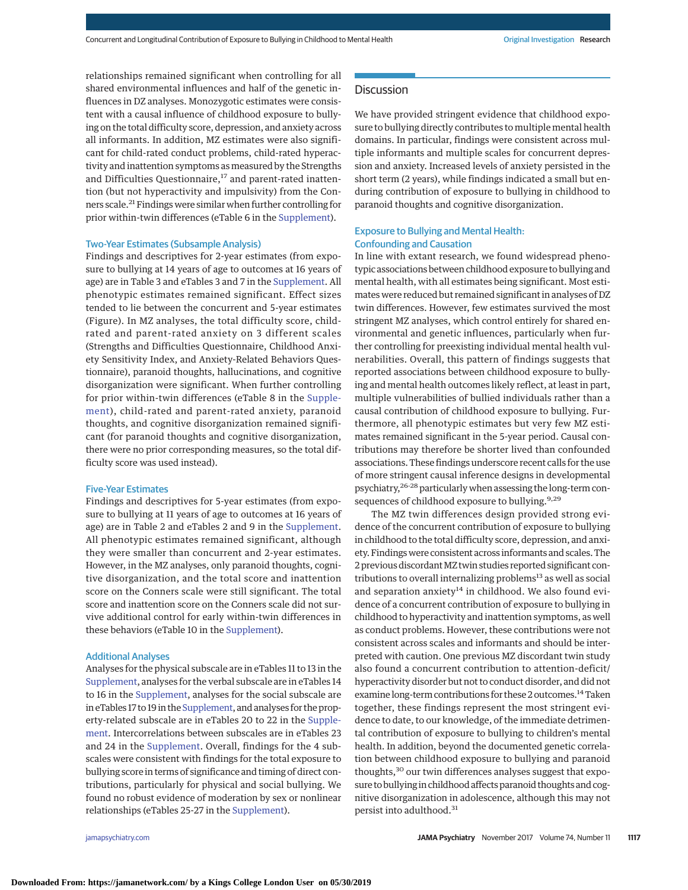relationships remained significant when controlling for all shared environmental influences and half of the genetic influences in DZ analyses. Monozygotic estimates were consistent with a causal influence of childhood exposure to bullying on the total difficulty score, depression, and anxiety across all informants. In addition, MZ estimates were also significant for child-rated conduct problems, child-rated hyperactivity and inattention symptoms as measured by the Strengths and Difficulties Questionnaire,[17] and parent-rated inattention (but not hyperactivity and impulsivity) from the Conners scale.[21] Findings were similar when further controlling for prior within-twin differences (eTable 6 in the Supplement).

### Two-Year Estimates (Subsample Analysis)

Findings and descriptives for 2-year estimates (from exposure to bullying at 14 years of age to outcomes at 16 years of age) are in Table 3 and eTables 3 and 7 in the Supplement. All phenotypic estimates remained significant. Effect sizes tended to lie between the concurrent and 5-year estimates (Figure). In MZ analyses, the total difficulty score, child-rated and parent-rated anxiety on 3 different scales (Strengths and Difficulties Questionnaire, Childhood Anxiety Sensitivity Index, and Anxiety-Related Behaviors Questionnaire), paranoid thoughts, hallucinations, and cognitive disorganization were significant. When further controlling for prior within-twin differences (eTable 8 in the Supplement), child-rated and parent-rated anxiety, paranoid thoughts, and cognitive disorganization remained significant (for paranoid thoughts and cognitive disorganization, there were no prior corresponding measures, so the total difficulty score was used instead).

### Five-Year Estimates

Findings and descriptives for 5-year estimates (from exposure to bullying at 11 years of age to outcomes at 16 years of age) are in Table 2 and eTables 2 and 9 in the Supplement. All phenotypic estimates remained significant, although they were smaller than concurrent and 2-year estimates. However, in the MZ analyses, only paranoid thoughts, cognitive disorganization, and the total score and inattention score on the Conners scale were still significant. The total score and inattention score on the Conners scale did not survive additional control for early within-twin differences in these behaviors (eTable 10 in the Supplement).

### Additional Analyses

Analyses for the physical subscale are in eTables 11 to 13 in the Supplement, analyses for the verbal subscale are in eTables 14 to 16 in the Supplement, analyses for the social subscale are in eTables 17 to 19 in the Supplement, and analyses for the property-related subscale are in eTables 20 to 22 in the Supplement. Intercorrelations between subscales are in eTables 23 and 24 in the Supplement. Overall, findings for the 4 subscales were consistent with findings for the total exposure to bullying score in terms of significance and timing of direct contributions, particularly for physical and social bullying. We found no robust evidence of moderation by sex or nonlinear relationships (eTables 25-27 in the Supplement).

## Discussion

We have provided stringent evidence that childhood exposure to bullying directly contributes to multiple mental health domains. In particular, findings were consistent across multiple informants and multiple scales for concurrent depression and anxiety. Increased levels of anxiety persisted in the short term (2 years), while findings indicated a small but enduring contribution of exposure to bullying in childhood to paranoid thoughts and cognitive disorganization.

### Exposure to Bullying and Mental Health: Confounding and Causation

In line with extant research, we found widespread phenotypic associations between childhood exposure to bullying and mental health, with all estimates being significant. Most estimates were reduced but remained significant in analyses of DZ twin differences. However, few estimates survived the most stringent MZ analyses, which control entirely for shared environmental and genetic influences, particularly when further controlling for preexisting individual mental health vulnerabilities. Overall, this pattern of findings suggests that reported associations between childhood exposure to bullying and mental health outcomes likely reflect, at least in part, multiple vulnerabilities of bullied individuals rather than a causal contribution of childhood exposure to bullying. Furthermore, all phenotypic estimates but very few MZ estimates remained significant in the 5-year period. Causal contributions may therefore be shorter lived than confounded associations. These findings underscore recent calls for the use of more stringent causal inference designs in developmental psychiatry,[26-28] particularly when assessing the long-term consequences of childhood exposure to bullying.[9,29]

The MZ twin differences design provided strong evidence of the concurrent contribution of exposure to bullying in childhood to the total difficulty score, depression, and anxiety. Findings were consistent across informants and scales. The 2 previous discordant MZ twin studies reported significant contributions to overall internalizing problems[13] as well as social and separation anxiety[14] in childhood. We also found evidence of a concurrent contribution of exposure to bullying in childhood to hyperactivity and inattention symptoms, as well as conduct problems. However, these contributions were not consistent across scales and informants and should be interpreted with caution. One previous MZ discordant twin study also found a concurrent contribution to attention-deficit/hyperactivity disorder but not to conduct disorder, and did not examine long-term contributions for these 2 outcomes.[14] Taken together, these findings represent the most stringent evidence to date, to our knowledge, of the immediate detrimental contribution of exposure to bullying to children's mental health. In addition, beyond the documented genetic correlation between childhood exposure to bullying and paranoid thoughts,[30] our twin differences analyses suggest that exposure to bullying in childhood affects paranoid thoughts and cognitive disorganization in adolescence, although this may not persist into adulthood.[31]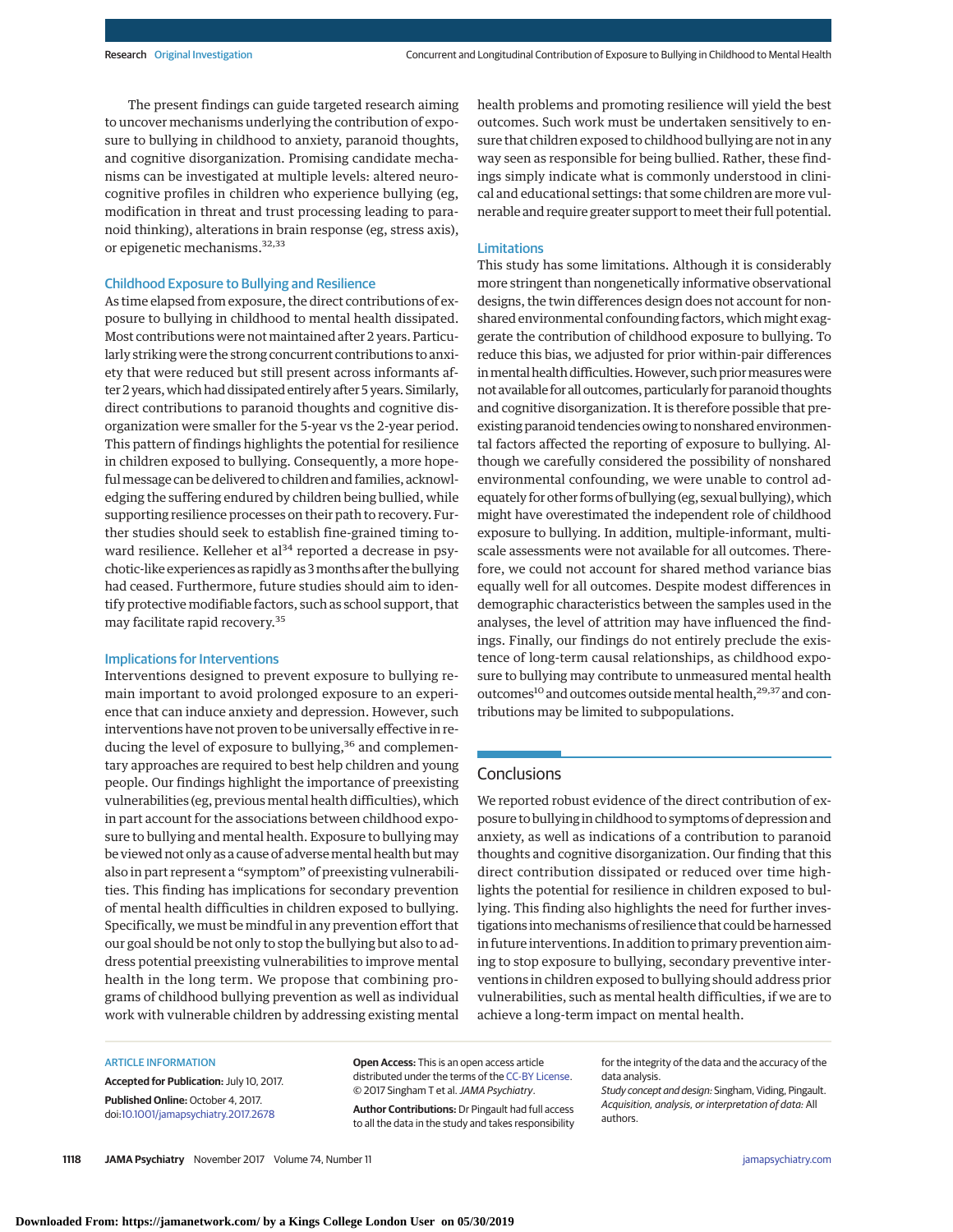The present findings can guide targeted research aiming to uncover mechanisms underlying the contribution of exposure to bullying in childhood to anxiety, paranoid thoughts, and cognitive disorganization. Promising candidate mechanisms can be investigated at multiple levels: altered neurocognitive profiles in children who experience bullying (eg, modification in threat and trust processing leading to paranoid thinking), alterations in brain response (eg, stress axis), or epigenetic mechanisms.[32,33]

### Childhood Exposure to Bullying and Resilience

As time elapsed from exposure, the direct contributions of exposure to bullying in childhood to mental health dissipated. Most contributions were not maintained after 2 years. Particularly striking were the strong concurrent contributions to anxiety that were reduced but still present across informants after 2 years, which had dissipated entirely after 5 years. Similarly, direct contributions to paranoid thoughts and cognitive disorganization were smaller for the 5-year vs the 2-year period. This pattern of findings highlights the potential for resilience in children exposed to bullying. Consequently, a more hopeful message can be delivered to children and families, acknowledging the suffering endured by children being bullied, while supporting resilience processes on their path to recovery. Further studies should seek to establish fine-grained timing toward resilience. Kelleher et al[34] reported a decrease in psychotic-like experiences as rapidly as 3 months after the bullying had ceased. Furthermore, future studies should aim to identify protective modifiable factors, such as school support, that may facilitate rapid recovery.[35]

### Implications for Interventions

Interventions designed to prevent exposure to bullying remain important to avoid prolonged exposure to an experience that can induce anxiety and depression. However, such interventions have not proven to be universally effective in reducing the level of exposure to bullying,[36] and complementary approaches are required to best help children and young people. Our findings highlight the importance of preexisting vulnerabilities (eg, previous mental health difficulties), which in part account for the associations between childhood exposure to bullying and mental health. Exposure to bullying may be viewed not only as a cause of adverse mental health but may also in part represent a "symptom" of preexisting vulnerabilities. This finding has implications for secondary prevention of mental health difficulties in children exposed to bullying. Specifically, we must be mindful in any prevention effort that our goal should be not only to stop the bullying but also to address potential preexisting vulnerabilities to improve mental health in the long term. We propose that combining programs of childhood bullying prevention as well as individual work with vulnerable children by addressing existing mental health problems and promoting resilience will yield the best outcomes. Such work must be undertaken sensitively to ensure that children exposed to childhood bullying are not in any way seen as responsible for being bullied. Rather, these findings simply indicate what is commonly understood in clinical and educational settings: that some children are more vulnerable and require greater support to meet their full potential.

### Limitations

This study has some limitations. Although it is considerably more stringent than nongenetically informative observational designs, the twin differences design does not account for nonshared environmental confounding factors, which might exaggerate the contribution of childhood exposure to bullying. To reduce this bias, we adjusted for prior within-pair differences in mental health difficulties. However, such prior measures were not available for all outcomes, particularly for paranoid thoughts and cognitive disorganization. It is therefore possible that preexisting paranoid tendencies owing to nonshared environmental factors affected the reporting of exposure to bullying. Although we carefully considered the possibility of nonshared environmental confounding, we were unable to control adequately for other forms of bullying (eg, sexual bullying), which might have overestimated the independent role of childhood exposure to bullying. In addition, multiple-informant, multiscale assessments were not available for all outcomes. Therefore, we could not account for shared method variance bias equally well for all outcomes. Despite modest differences in demographic characteristics between the samples used in the analyses, the level of attrition may have influenced the findings. Finally, our findings do not entirely preclude the existence of long-term causal relationships, as childhood exposure to bullying may contribute to unmeasured mental health outcomes[10] and outcomes outside mental health,[29,37] and contributions may be limited to subpopulations.

## Conclusions

We reported robust evidence of the direct contribution of exposure to bullying in childhood to symptoms of depression and anxiety, as well as indications of a contribution to paranoid thoughts and cognitive disorganization. Our finding that this direct contribution dissipated or reduced over time highlights the potential for resilience in children exposed to bullying. This finding also highlights the need for further investigations into mechanisms of resilience that could be harnessed in future interventions. In addition to primary prevention aiming to stop exposure to bullying, secondary preventive interventions in children exposed to bullying should address prior vulnerabilities, such as mental health difficulties, if we are to achieve a long-term impact on mental health.

ARTICLE INFORMATION

**Accepted for Publication:** July 10, 2017.

**Published Online:** October 4, 2017. doi:10.1001/jamapsychiatry.2017.2678

**Open Access:** This is an open access article distributed under the terms of the CC-BY License. © 2017 Singham T et al. *JAMA Psychiatry*.

**Author Contributions:** Dr Pingault had full access to all the data in the study and takes responsibility for the integrity of the data and the accuracy of the data analysis.

*Study concept and design:* Singham, Viding, Pingault.

*Acquisition, analysis, or interpretation of data:* All authors.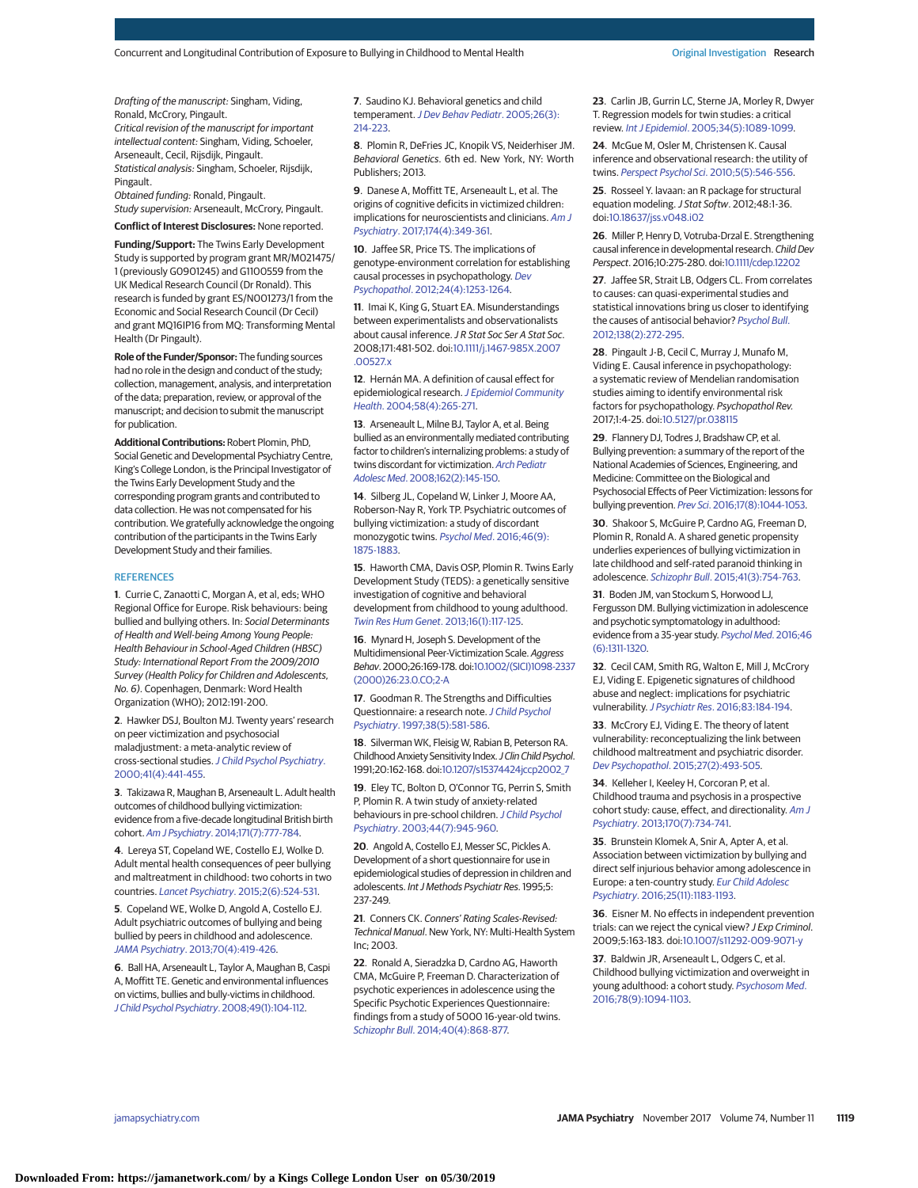*Drafting of the manuscript:* Singham, Viding, Ronald, McCrory, Pingault.
*Critical revision of the manuscript for important intellectual content:* Singham, Viding, Schoeler, Arseneault, Cecil, Rijsdijk, Pingault.
*Statistical analysis:* Singham, Schoeler, Rijsdijk, Pingault.
*Obtained funding:* Ronald, Pingault.
*Study supervision:* Arseneault, McCrory, Pingault.

**Conflict of Interest Disclosures:** None reported.

**Funding/Support:** The Twins Early Development Study is supported by program grant MR/M021475/1 (previously G0901245) from the UK Medical Research Council (Dr Ronald). This research is funded by grant ES/N001273/1 from the Economic and Social Research Council (Dr Cecil) and grant MQ16IP16 from MQ: Transforming Mental Health (Dr Pingault).

**Role of the Funder/Sponsor:** The funding sources had no role in the design and conduct of the study; collection, management, analysis, and interpretation of the data; preparation, review, or approval of the manuscript; and decision to submit the manuscript for publication.

**Additional Contributions:** Robert Plomin, PhD, Social Genetic and Developmental Psychiatry Centre, King's College London, is the Principal Investigator of the Twins Early Development Study and the corresponding program grants and contributed to data collection. He was not compensated for his contribution. We gratefully acknowledge the ongoing contribution of the participants in the Twins Early Development Study and their families.

## REFERENCES

1. Currie C, Zanaotti C, Morgan A, et al, eds; WHO Regional Office for Europe. Risk behaviours: being bullied and bullying others. In: *Social Determinants of Health and Well-being Among Young People: Health Behaviour in School-Aged Children (HBSC) Study: International Report From the 2009/2010 Survey (Health Policy for Children and Adolescents, No. 6)*. Copenhagen, Denmark: Word Health Organization (WHO); 2012:191-200.

2. Hawker DSJ, Boulton MJ. Twenty years' research on peer victimization and psychosocial maladjustment: a meta-analytic review of cross-sectional studies. *J Child Psychol Psychiatry*. 2000;41(4):441-455.

3. Takizawa R, Maughan B, Arseneault L. Adult health outcomes of childhood bullying victimization: evidence from a five-decade longitudinal British birth cohort. *Am J Psychiatry*. 2014;171(7):777-784.

4. Lereya ST, Copeland WE, Costello EJ, Wolke D. Adult mental health consequences of peer bullying and maltreatment in childhood: two cohorts in two countries. *Lancet Psychiatry*. 2015;2(6):524-531.

5. Copeland WE, Wolke D, Angold A, Costello EJ. Adult psychiatric outcomes of bullying and being bullied by peers in childhood and adolescence. *JAMA Psychiatry*. 2013;70(4):419-426.

6. Ball HA, Arseneault L, Taylor A, Maughan B, Caspi A, Moffitt TE. Genetic and environmental influences on victims, bullies and bully-victims in childhood. *J Child Psychol Psychiatry*. 2008;49(1):104-112.

7. Saudino KJ. Behavioral genetics and child temperament. *J Dev Behav Pediatr*. 2005;26(3):214-223.

8. Plomin R, DeFries JC, Knopik VS, Neiderhiser JM. *Behavioral Genetics*. 6th ed. New York, NY: Worth Publishers; 2013.

9. Danese A, Moffitt TE, Arseneault L, et al. The origins of cognitive deficits in victimized children: implications for neuroscientists and clinicians. *Am J Psychiatry*. 2017;174(4):349-361.

10. Jaffee SR, Price TS. The implications of genotype-environment correlation for establishing causal processes in psychopathology. *Dev Psychopathol*. 2012;24(4):1253-1264.

11. Imai K, King G, Stuart EA. Misunderstandings between experimentalists and observationalists about causal inference. *J R Stat Soc Ser A Stat Soc*. 2008;171:481-502. doi:10.1111/j.1467-985X.2007.00527.x

12. Hernán MA. A definition of causal effect for epidemiological research. *J Epidemiol Community Health*. 2004;58(4):265-271.

13. Arseneault L, Milne BJ, Taylor A, et al. Being bullied as an environmentally mediated contributing factor to children's internalizing problems: a study of twins discordant for victimization. *Arch Pediatr Adolesc Med*. 2008;162(2):145-150.

14. Silberg JL, Copeland W, Linker J, Moore AA, Roberson-Nay R, York TP. Psychiatric outcomes of bullying victimization: a study of discordant monozygotic twins. *Psychol Med*. 2016;46(9):1875-1883.

15. Haworth CMA, Davis OSP, Plomin R. Twins Early Development Study (TEDS): a genetically sensitive investigation of cognitive and behavioral development from childhood to young adulthood. *Twin Res Hum Genet*. 2013;16(1):117-125.

16. Mynard H, Joseph S. Development of the Multidimensional Peer-Victimization Scale. *Aggress Behav*. 2000;26:169-178. doi:10.1002/(SICI)1098-2337(2000)26:23.0.CO;2-A

17. Goodman R. The Strengths and Difficulties Questionnaire: a research note. *J Child Psychol Psychiatry*. 1997;38(5):581-586.

18. Silverman WK, Fleisig W, Rabian B, Peterson RA. Childhood Anxiety Sensitivity Index. *J Clin Child Psychol*. 1991;20:162-168. doi:10.1207/s15374424jccp2002_7

19. Eley TC, Bolton D, O'Connor TG, Perrin S, Smith P, Plomin R. A twin study of anxiety-related behaviours in pre-school children. *J Child Psychol Psychiatry*. 2003;44(7):945-960.

20. Angold A, Costello EJ, Messer SC, Pickles A. Development of a short questionnaire for use in epidemiological studies of depression in children and adolescents. *Int J Methods Psychiatr Res*. 1995;5:237-249.

21. Conners CK. *Conners' Rating Scales-Revised: Technical Manual*. New York, NY: Multi-Health System Inc; 2003.

22. Ronald A, Sieradzka D, Cardno AG, Haworth CMA, McGuire P, Freeman D. Characterization of psychotic experiences in adolescence using the Specific Psychotic Experiences Questionnaire: findings from a study of 5000 16-year-old twins. *Schizophr Bull*. 2014;40(4):868-877.

23. Carlin JB, Gurrin LC, Sterne JA, Morley R, Dwyer T. Regression models for twin studies: a critical review. *Int J Epidemiol*. 2005;34(5):1089-1099.

24. McGue M, Osler M, Christensen K. Causal inference and observational research: the utility of twins. *Perspect Psychol Sci*. 2010;5(5):546-556.

25. Rosseel Y. lavaan: an R package for structural equation modeling. *J Stat Softw*. 2012;48:1-36. doi:10.18637/jss.v048.i02

26. Miller P, Henry D, Votruba-Drzal E. Strengthening causal inference in developmental research. *Child Dev Perspect*. 2016;10:275-280. doi:10.1111/cdep.12202

27. Jaffee SR, Strait LB, Odgers CL. From correlates to causes: can quasi-experimental studies and statistical innovations bring us closer to identifying the causes of antisocial behavior? *Psychol Bull*. 2012;138(2):272-295.

28. Pingault J-B, Cecil C, Murray J, Munafo M, Viding E. Causal inference in psychopathology: a systematic review of Mendelian randomisation studies aiming to identify environmental risk factors for psychopathology. *Psychopathol Rev*. 2017;1:4-25. doi:10.5127/pr.038115

29. Flannery DJ, Todres J, Bradshaw CP, et al. Bullying prevention: a summary of the report of the National Academies of Sciences, Engineering, and Medicine: Committee on the Biological and Psychosocial Effects of Peer Victimization: lessons for bullying prevention. *Prev Sci*. 2016;17(8):1044-1053.

30. Shakoor S, McGuire P, Cardno AG, Freeman D, Plomin R, Ronald A. A shared genetic propensity underlies experiences of bullying victimization in late childhood and self-rated paranoid thinking in adolescence. *Schizophr Bull*. 2015;41(3):754-763.

31. Boden JM, van Stockum S, Horwood LJ, Fergusson DM. Bullying victimization in adolescence and psychotic symptomatology in adulthood: evidence from a 35-year study. *Psychol Med*. 2016;46(6):1311-1320.

32. Cecil CAM, Smith RG, Walton E, Mill J, McCrory EJ, Viding E. Epigenetic signatures of childhood abuse and neglect: implications for psychiatric vulnerability. *J Psychiatr Res*. 2016;83:184-194.

33. McCrory EJ, Viding E. The theory of latent vulnerability: reconceptualizing the link between childhood maltreatment and psychiatric disorder. *Dev Psychopathol*. 2015;27(2):493-505.

34. Kelleher I, Keeley H, Corcoran P, et al. Childhood trauma and psychosis in a prospective cohort study: cause, effect, and directionality. *Am J Psychiatry*. 2013;170(7):734-741.

35. Brunstein Klomek A, Snir A, Apter A, et al. Association between victimization by bullying and direct self injurious behavior among adolescence in Europe: a ten-country study. *Eur Child Adolesc Psychiatry*. 2016;25(11):1183-1193.

36. Eisner M. No effects in independent prevention trials: can we reject the cynical view? *J Exp Criminol*. 2009;5:163-183. doi:10.1007/s11292-009-9071-y

37. Baldwin JR, Arseneault L, Odgers C, et al. Childhood bullying victimization and overweight in young adulthood: a cohort study. *Psychosom Med*. 2016;78(9):1094-1103.